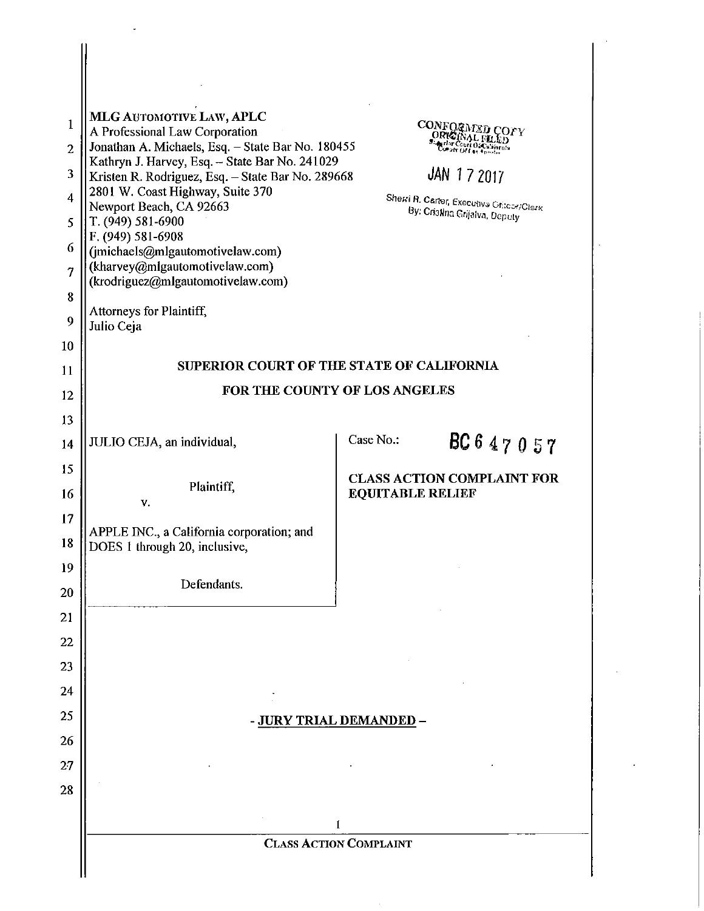MLG AUTOMOTIVE LAW, APLC
A Professional Law Corporation
Jonathan A. Michaels, Esq. – State Bar No. 180455
Kathryn J. Harvey, Esq. – State Bar No. 241029
Kristen R. Rodriguez, Esq. – State Bar No. 289668
2801 W. Coast Highway, Suite 370
Newport Beach, CA 92663
T. (949) 581-6900
F. (949) 581-6908
(jmichaels@mlgautomotivelaw.com)
(kharvey@mlgautomotivelaw.com)
(krodriguez@mlgautomotivelaw.com)

Attorneys for Plaintiff,
Julio Ceja

CONFORMED COPY
ORIGINAL FILED
Superior Court Of California
County Of Los Angeles

JAN 17 2017

Sherri R. Carter, Executive Officer/Clerk
By: Cristina Grijalva, Deputy

## SUPERIOR COURT OF THE STATE OF CALIFORNIA

## FOR THE COUNTY OF LOS ANGELES

JULIO CEJA, an individual,

Plaintiff,

v.

APPLE INC., a California corporation; and DOES 1 through 20, inclusive,

Defendants.

Case No.: BC 647057

**CLASS ACTION COMPLAINT FOR EQUITABLE RELIEF**

**- JURY TRIAL DEMANDED -**

CLASS ACTION COMPLAINT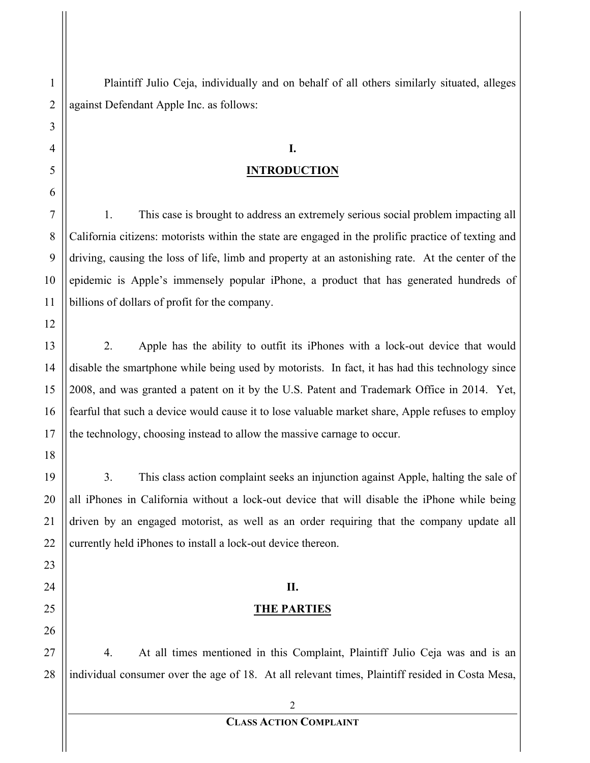Plaintiff Julio Ceja, individually and on behalf of all others similarly situated, alleges against Defendant Apple Inc. as follows:

## I.

## INTRODUCTION

1. This case is brought to address an extremely serious social problem impacting all California citizens: motorists within the state are engaged in the prolific practice of texting and driving, causing the loss of life, limb and property at an astonishing rate. At the center of the epidemic is Apple's immensely popular iPhone, a product that has generated hundreds of billions of dollars of profit for the company.

2. Apple has the ability to outfit its iPhones with a lock-out device that would disable the smartphone while being used by motorists. In fact, it has had this technology since 2008, and was granted a patent on it by the U.S. Patent and Trademark Office in 2014. Yet, fearful that such a device would cause it to lose valuable market share, Apple refuses to employ the technology, choosing instead to allow the massive carnage to occur.

3. This class action complaint seeks an injunction against Apple, halting the sale of all iPhones in California without a lock-out device that will disable the iPhone while being driven by an engaged motorist, as well as an order requiring that the company update all currently held iPhones to install a lock-out device thereon.

## II.

## THE PARTIES

4. At all times mentioned in this Complaint, Plaintiff Julio Ceja was and is an individual consumer over the age of 18. At all relevant times, Plaintiff resided in Costa Mesa,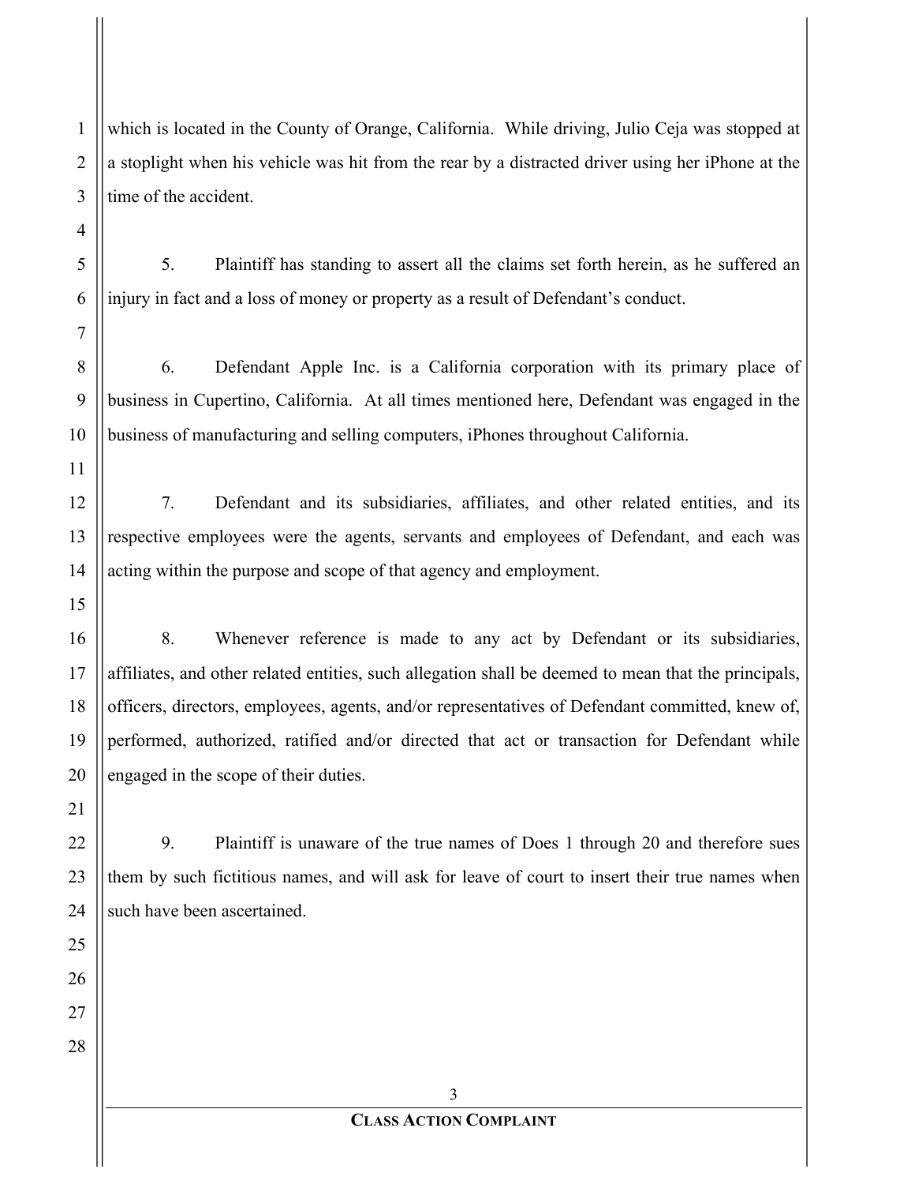which is located in the County of Orange, California. While driving, Julio Ceja was stopped at a stoplight when his vehicle was hit from the rear by a distracted driver using her iPhone at the time of the accident.

5. Plaintiff has standing to assert all the claims set forth herein, as he suffered an injury in fact and a loss of money or property as a result of Defendant's conduct.

6. Defendant Apple Inc. is a California corporation with its primary place of business in Cupertino, California. At all times mentioned here, Defendant was engaged in the business of manufacturing and selling computers, iPhones throughout California.

7. Defendant and its subsidiaries, affiliates, and other related entities, and its respective employees were the agents, servants and employees of Defendant, and each was acting within the purpose and scope of that agency and employment.

8. Whenever reference is made to any act by Defendant or its subsidiaries, affiliates, and other related entities, such allegation shall be deemed to mean that the principals, officers, directors, employees, agents, and/or representatives of Defendant committed, knew of, performed, authorized, ratified and/or directed that act or transaction for Defendant while engaged in the scope of their duties.

9. Plaintiff is unaware of the true names of Does 1 through 20 and therefore sues them by such fictitious names, and will ask for leave of court to insert their true names when such have been ascertained.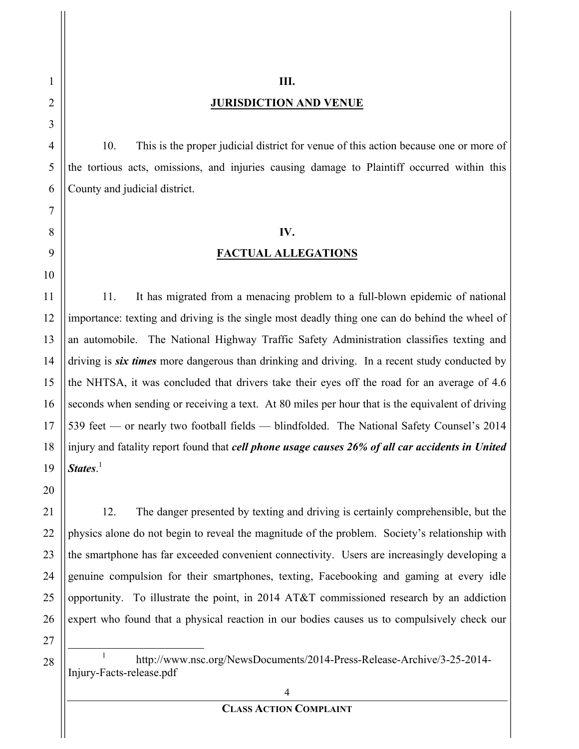## III.

## JURISDICTION AND VENUE

10. This is the proper judicial district for venue of this action because one or more of the tortious acts, omissions, and injuries causing damage to Plaintiff occurred within this County and judicial district.

## IV.

## FACTUAL ALLEGATIONS

11. It has migrated from a menacing problem to a full-blown epidemic of national importance: texting and driving is the single most deadly thing one can do behind the wheel of an automobile. The National Highway Traffic Safety Administration classifies texting and driving is ***six times*** more dangerous than drinking and driving. In a recent study conducted by the NHTSA, it was concluded that drivers take their eyes off the road for an average of 4.6 seconds when sending or receiving a text. At 80 miles per hour that is the equivalent of driving 539 feet — or nearly two football fields — blindfolded. The National Safety Counsel's 2014 injury and fatality report found that ***cell phone usage causes 26% of all car accidents in United States***.[1]

12. The danger presented by texting and driving is certainly comprehensible, but the physics alone do not begin to reveal the magnitude of the problem. Society's relationship with the smartphone has far exceeded convenient connectivity. Users are increasingly developing a genuine compulsion for their smartphones, texting, Facebooking and gaming at every idle opportunity. To illustrate the point, in 2014 AT&T commissioned research by an addiction expert who found that a physical reaction in our bodies causes us to compulsively check our

[1] http://www.nsc.org/NewsDocuments/2014-Press-Release-Archive/3-25-2014-Injury-Facts-release.pdf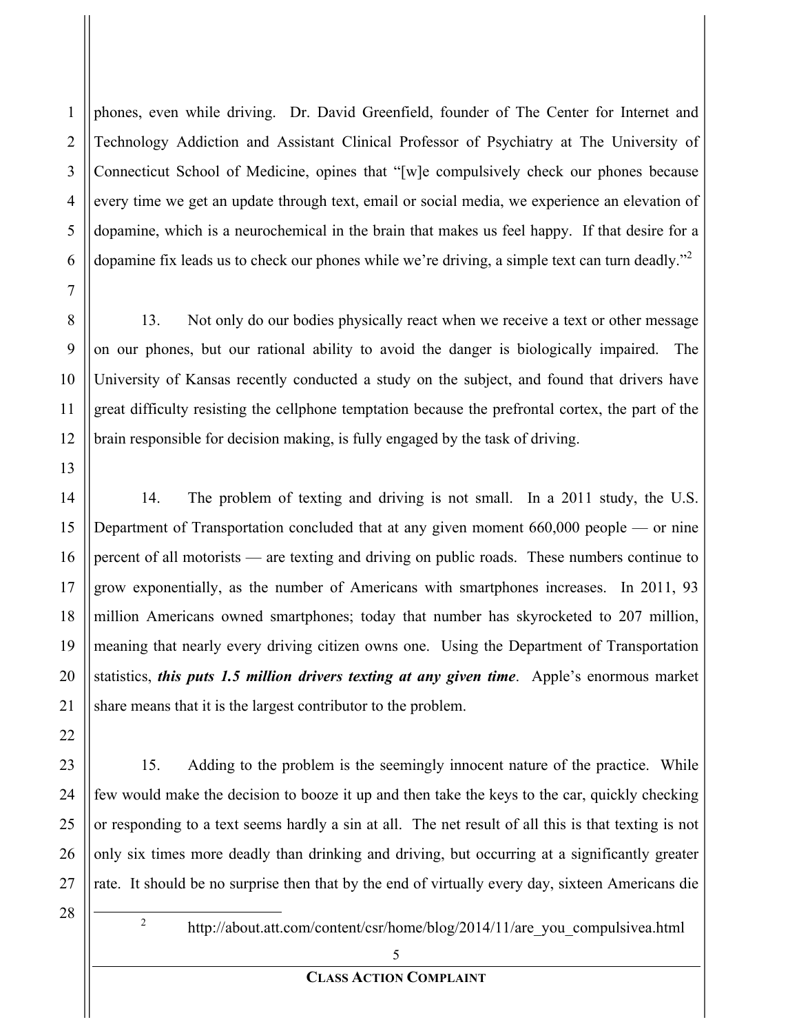phones, even while driving. Dr. David Greenfield, founder of The Center for Internet and Technology Addiction and Assistant Clinical Professor of Psychiatry at The University of Connecticut School of Medicine, opines that "[w]e compulsively check our phones because every time we get an update through text, email or social media, we experience an elevation of dopamine, which is a neurochemical in the brain that makes us feel happy. If that desire for a dopamine fix leads us to check our phones while we're driving, a simple text can turn deadly."[2]

13. Not only do our bodies physically react when we receive a text or other message on our phones, but our rational ability to avoid the danger is biologically impaired. The University of Kansas recently conducted a study on the subject, and found that drivers have great difficulty resisting the cellphone temptation because the prefrontal cortex, the part of the brain responsible for decision making, is fully engaged by the task of driving.

14. The problem of texting and driving is not small. In a 2011 study, the U.S. Department of Transportation concluded that at any given moment 660,000 people — or nine percent of all motorists — are texting and driving on public roads. These numbers continue to grow exponentially, as the number of Americans with smartphones increases. In 2011, 93 million Americans owned smartphones; today that number has skyrocketed to 207 million, meaning that nearly every driving citizen owns one. Using the Department of Transportation statistics, ***this puts 1.5 million drivers texting at any given time***. Apple's enormous market share means that it is the largest contributor to the problem.

15. Adding to the problem is the seemingly innocent nature of the practice. While few would make the decision to booze it up and then take the keys to the car, quickly checking or responding to a text seems hardly a sin at all. The net result of all this is that texting is not only six times more deadly than drinking and driving, but occurring at a significantly greater rate. It should be no surprise then that by the end of virtually every day, sixteen Americans die

---

[2] http://about.att.com/content/csr/home/blog/2014/11/are_you_compulsivea.html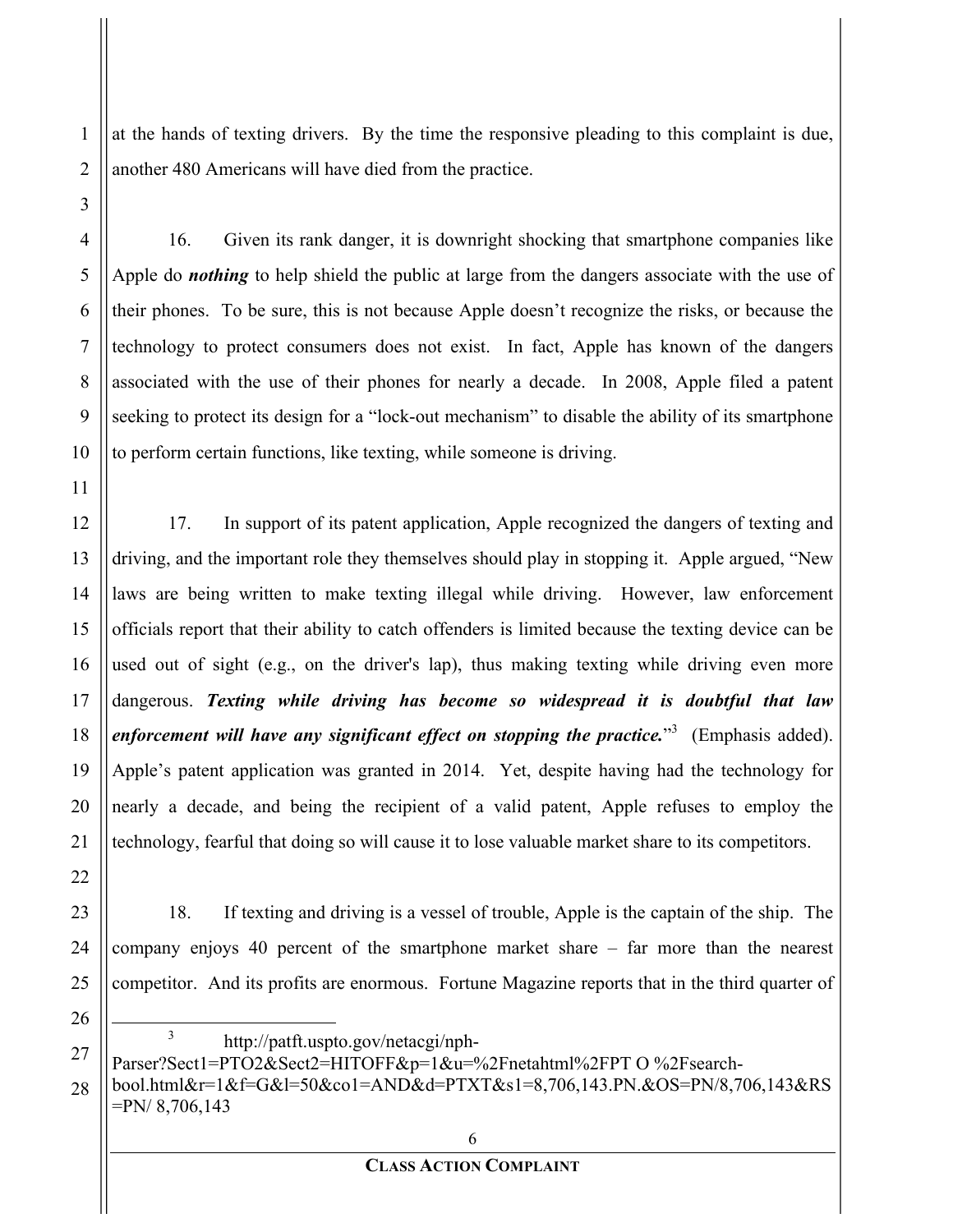at the hands of texting drivers. By the time the responsive pleading to this complaint is due, another 480 Americans will have died from the practice.

16. Given its rank danger, it is downright shocking that smartphone companies like Apple do ***nothing*** to help shield the public at large from the dangers associate with the use of their phones. To be sure, this is not because Apple doesn't recognize the risks, or because the technology to protect consumers does not exist. In fact, Apple has known of the dangers associated with the use of their phones for nearly a decade. In 2008, Apple filed a patent seeking to protect its design for a "lock-out mechanism" to disable the ability of its smartphone to perform certain functions, like texting, while someone is driving.

17. In support of its patent application, Apple recognized the dangers of texting and driving, and the important role they themselves should play in stopping it. Apple argued, "New laws are being written to make texting illegal while driving. However, law enforcement officials report that their ability to catch offenders is limited because the texting device can be used out of sight (e.g., on the driver's lap), thus making texting while driving even more dangerous. ***Texting while driving has become so widespread it is doubtful that law enforcement will have any significant effect on stopping the practice.***"[3] (Emphasis added). Apple's patent application was granted in 2014. Yet, despite having had the technology for nearly a decade, and being the recipient of a valid patent, Apple refuses to employ the technology, fearful that doing so will cause it to lose valuable market share to its competitors.

18. If texting and driving is a vessel of trouble, Apple is the captain of the ship. The company enjoys 40 percent of the smartphone market share – far more than the nearest competitor. And its profits are enormous. Fortune Magazine reports that in the third quarter of

---

[3] http://patft.uspto.gov/netacgi/nph-Parser?Sect1=PTO2&Sect2=HITOFF&p=1&u=%2Fnetahtml%2FPTO %2Fsearch-bool.html&r=1&f=G&l=50&co1=AND&d=PTXT&s1=8,706,143.PN.&OS=PN/8,706,143&RS=PN/ 8,706,143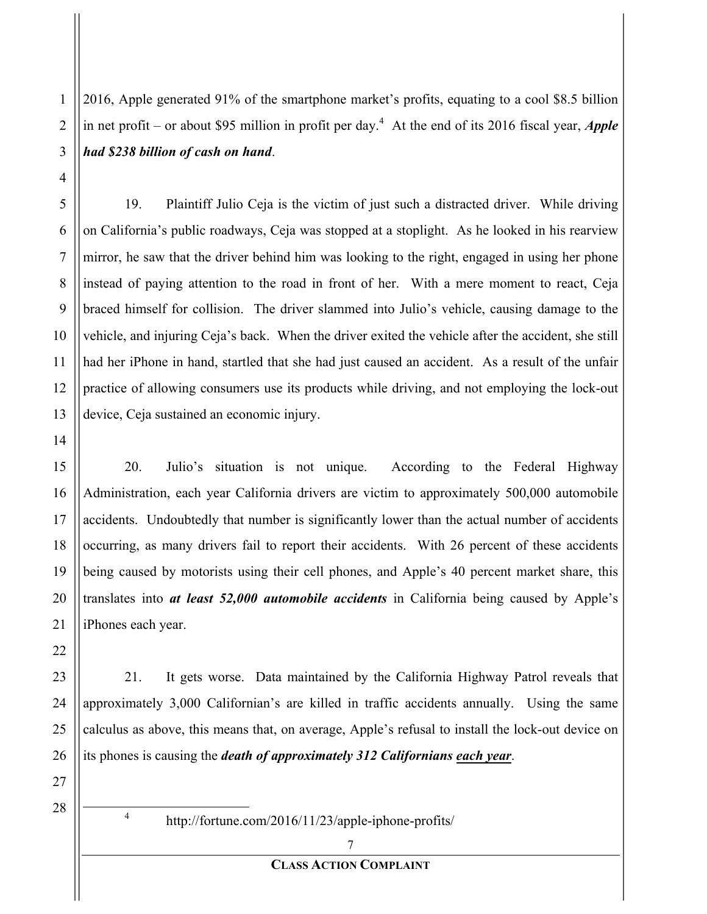2016, Apple generated 91% of the smartphone market's profits, equating to a cool $8.5 billion in net profit – or about $95 million in profit per day.[4] At the end of its 2016 fiscal year, ***Apple had $238 billion of cash on hand***.

19. Plaintiff Julio Ceja is the victim of just such a distracted driver. While driving on California's public roadways, Ceja was stopped at a stoplight. As he looked in his rearview mirror, he saw that the driver behind him was looking to the right, engaged in using her phone instead of paying attention to the road in front of her. With a mere moment to react, Ceja braced himself for collision. The driver slammed into Julio's vehicle, causing damage to the vehicle, and injuring Ceja's back. When the driver exited the vehicle after the accident, she still had her iPhone in hand, startled that she had just caused an accident. As a result of the unfair practice of allowing consumers use its products while driving, and not employing the lock-out device, Ceja sustained an economic injury.

20. Julio's situation is not unique. According to the Federal Highway Administration, each year California drivers are victim to approximately 500,000 automobile accidents. Undoubtedly that number is significantly lower than the actual number of accidents occurring, as many drivers fail to report their accidents. With 26 percent of these accidents being caused by motorists using their cell phones, and Apple's 40 percent market share, this translates into ***at least 52,000 automobile accidents*** in California being caused by Apple's iPhones each year.

21. It gets worse. Data maintained by the California Highway Patrol reveals that approximately 3,000 Californian's are killed in traffic accidents annually. Using the same calculus as above, this means that, on average, Apple's refusal to install the lock-out device on its phones is causing the ***death of approximately 312 Californians <u>each year</u>***.

---

[4] http://fortune.com/2016/11/23/apple-iphone-profits/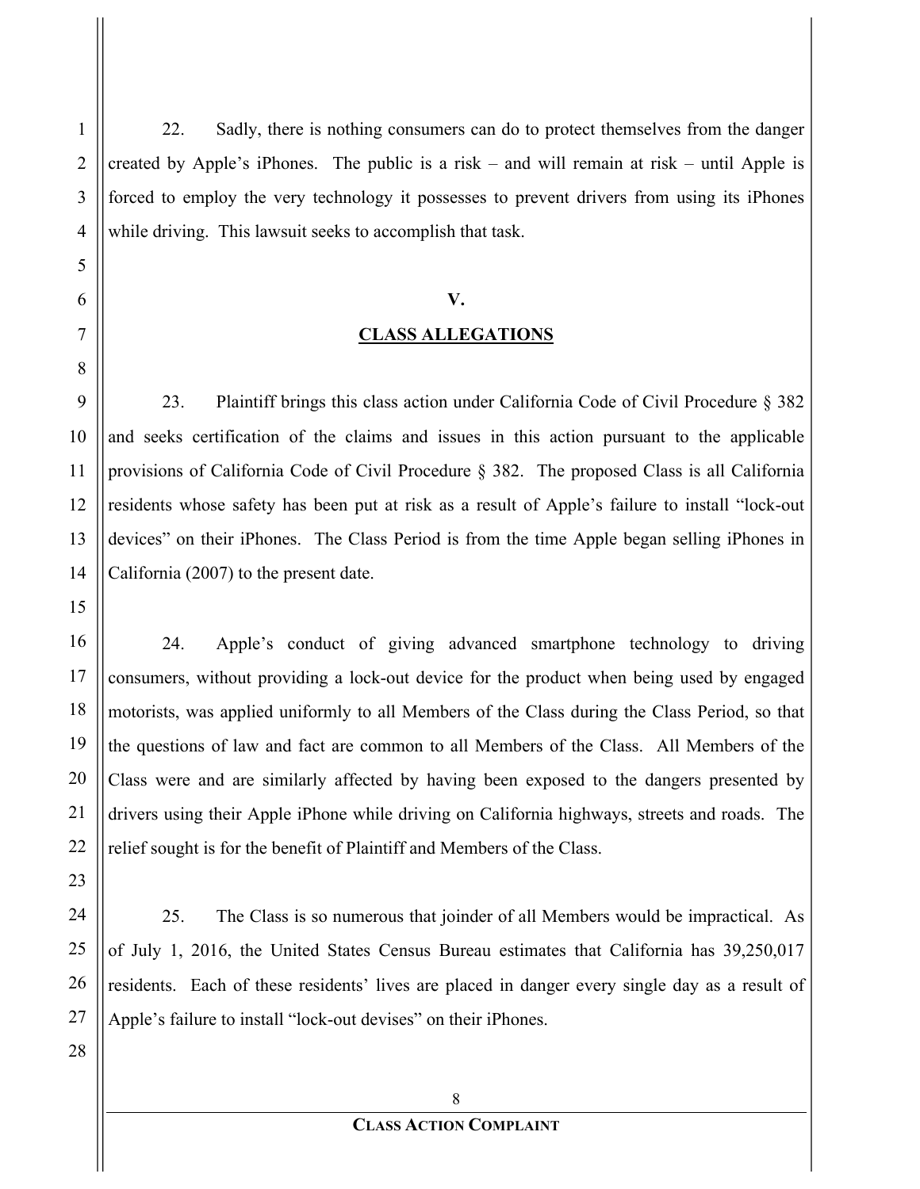22. Sadly, there is nothing consumers can do to protect themselves from the danger created by Apple's iPhones. The public is a risk – and will remain at risk – until Apple is forced to employ the very technology it possesses to prevent drivers from using its iPhones while driving. This lawsuit seeks to accomplish that task.

## V.

## CLASS ALLEGATIONS

23. Plaintiff brings this class action under California Code of Civil Procedure § 382 and seeks certification of the claims and issues in this action pursuant to the applicable provisions of California Code of Civil Procedure § 382. The proposed Class is all California residents whose safety has been put at risk as a result of Apple's failure to install "lock-out devices" on their iPhones. The Class Period is from the time Apple began selling iPhones in California (2007) to the present date.

24. Apple's conduct of giving advanced smartphone technology to driving consumers, without providing a lock-out device for the product when being used by engaged motorists, was applied uniformly to all Members of the Class during the Class Period, so that the questions of law and fact are common to all Members of the Class. All Members of the Class were and are similarly affected by having been exposed to the dangers presented by drivers using their Apple iPhone while driving on California highways, streets and roads. The relief sought is for the benefit of Plaintiff and Members of the Class.

25. The Class is so numerous that joinder of all Members would be impractical. As of July 1, 2016, the United States Census Bureau estimates that California has 39,250,017 residents. Each of these residents' lives are placed in danger every single day as a result of Apple's failure to install "lock-out devises" on their iPhones.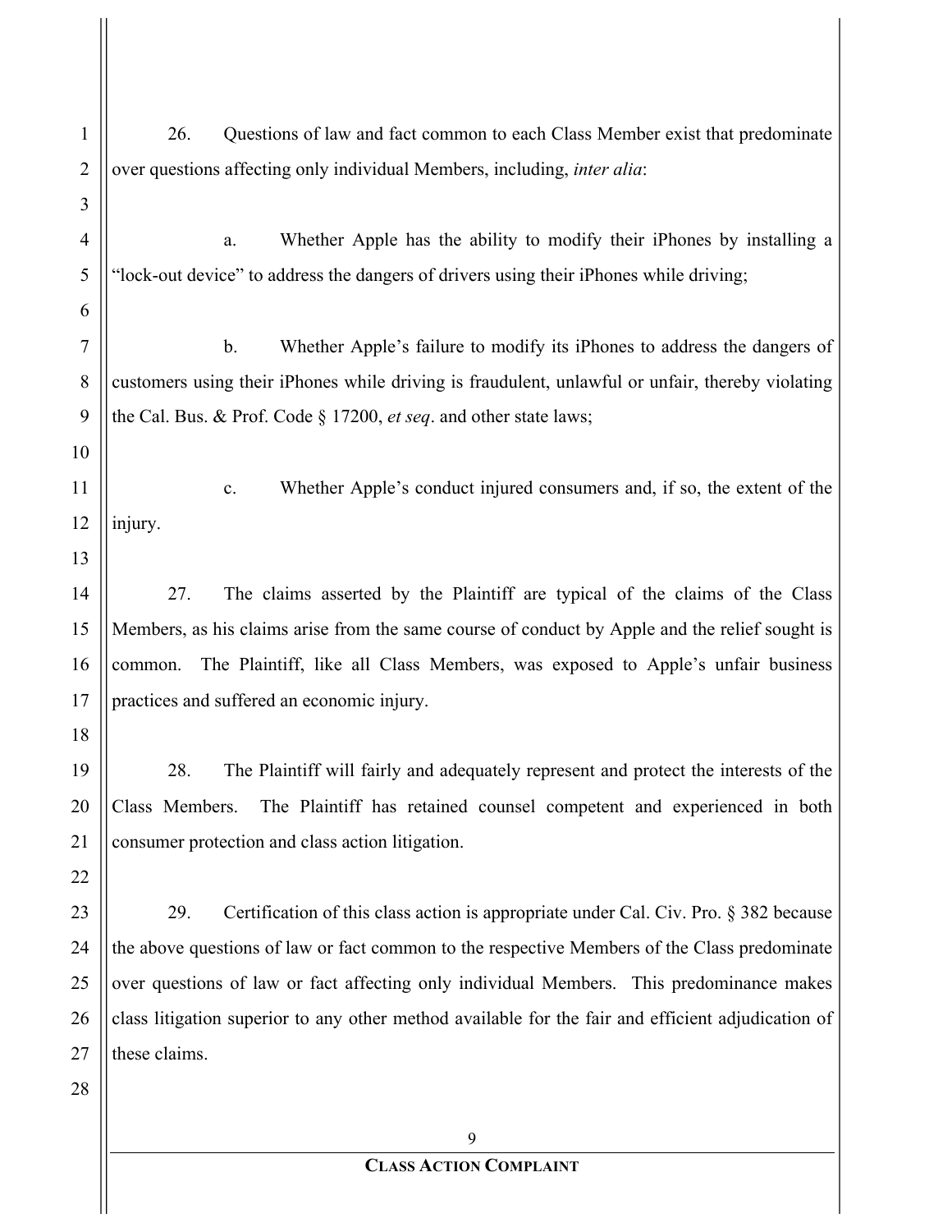26. Questions of law and fact common to each Class Member exist that predominate over questions affecting only individual Members, including, *inter alia*:

a. Whether Apple has the ability to modify their iPhones by installing a "lock-out device" to address the dangers of drivers using their iPhones while driving;

b. Whether Apple's failure to modify its iPhones to address the dangers of customers using their iPhones while driving is fraudulent, unlawful or unfair, thereby violating the Cal. Bus. & Prof. Code § 17200, *et seq*. and other state laws;

c. Whether Apple's conduct injured consumers and, if so, the extent of the injury.

27. The claims asserted by the Plaintiff are typical of the claims of the Class Members, as his claims arise from the same course of conduct by Apple and the relief sought is common. The Plaintiff, like all Class Members, was exposed to Apple's unfair business practices and suffered an economic injury.

28. The Plaintiff will fairly and adequately represent and protect the interests of the Class Members. The Plaintiff has retained counsel competent and experienced in both consumer protection and class action litigation.

29. Certification of this class action is appropriate under Cal. Civ. Pro. § 382 because the above questions of law or fact common to the respective Members of the Class predominate over questions of law or fact affecting only individual Members. This predominance makes class litigation superior to any other method available for the fair and efficient adjudication of these claims.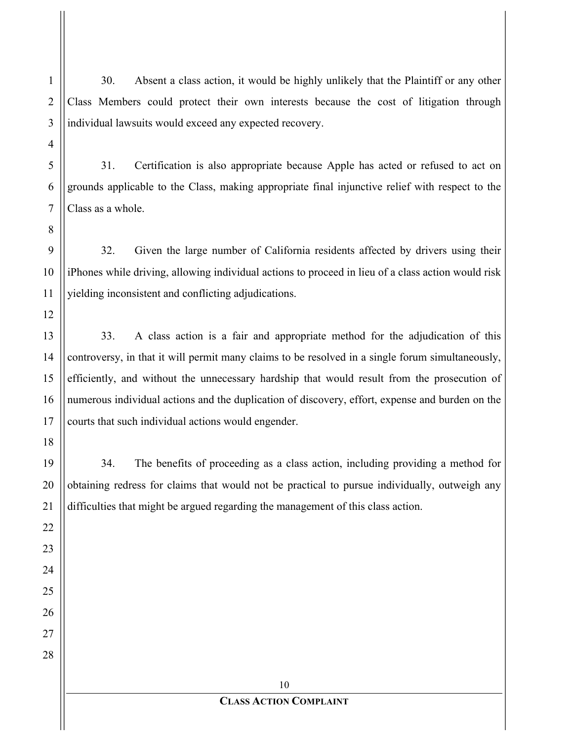30. Absent a class action, it would be highly unlikely that the Plaintiff or any other Class Members could protect their own interests because the cost of litigation through individual lawsuits would exceed any expected recovery.

31. Certification is also appropriate because Apple has acted or refused to act on grounds applicable to the Class, making appropriate final injunctive relief with respect to the Class as a whole.

32. Given the large number of California residents affected by drivers using their iPhones while driving, allowing individual actions to proceed in lieu of a class action would risk yielding inconsistent and conflicting adjudications.

33. A class action is a fair and appropriate method for the adjudication of this controversy, in that it will permit many claims to be resolved in a single forum simultaneously, efficiently, and without the unnecessary hardship that would result from the prosecution of numerous individual actions and the duplication of discovery, effort, expense and burden on the courts that such individual actions would engender.

34. The benefits of proceeding as a class action, including providing a method for obtaining redress for claims that would not be practical to pursue individually, outweigh any difficulties that might be argued regarding the management of this class action.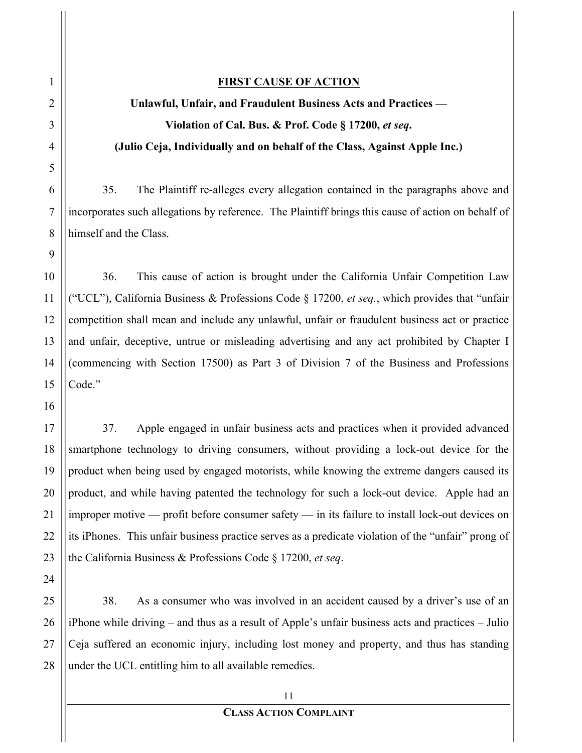## FIRST CAUSE OF ACTION

### Unlawful, Unfair, and Fraudulent Business Acts and Practices — Violation of Cal. Bus. & Prof. Code § 17200, *et seq*.

### (Julio Ceja, Individually and on behalf of the Class, Against Apple Inc.)

35. The Plaintiff re-alleges every allegation contained in the paragraphs above and incorporates such allegations by reference. The Plaintiff brings this cause of action on behalf of himself and the Class.

36. This cause of action is brought under the California Unfair Competition Law ("UCL"), California Business & Professions Code § 17200, *et seq.*, which provides that "unfair competition shall mean and include any unlawful, unfair or fraudulent business act or practice and unfair, deceptive, untrue or misleading advertising and any act prohibited by Chapter I (commencing with Section 17500) as Part 3 of Division 7 of the Business and Professions Code."

37. Apple engaged in unfair business acts and practices when it provided advanced smartphone technology to driving consumers, without providing a lock-out device for the product when being used by engaged motorists, while knowing the extreme dangers caused its product, and while having patented the technology for such a lock-out device. Apple had an improper motive — profit before consumer safety — in its failure to install lock-out devices on its iPhones. This unfair business practice serves as a predicate violation of the "unfair" prong of the California Business & Professions Code § 17200, *et seq*.

38. As a consumer who was involved in an accident caused by a driver's use of an iPhone while driving – and thus as a result of Apple's unfair business acts and practices – Julio Ceja suffered an economic injury, including lost money and property, and thus has standing under the UCL entitling him to all available remedies.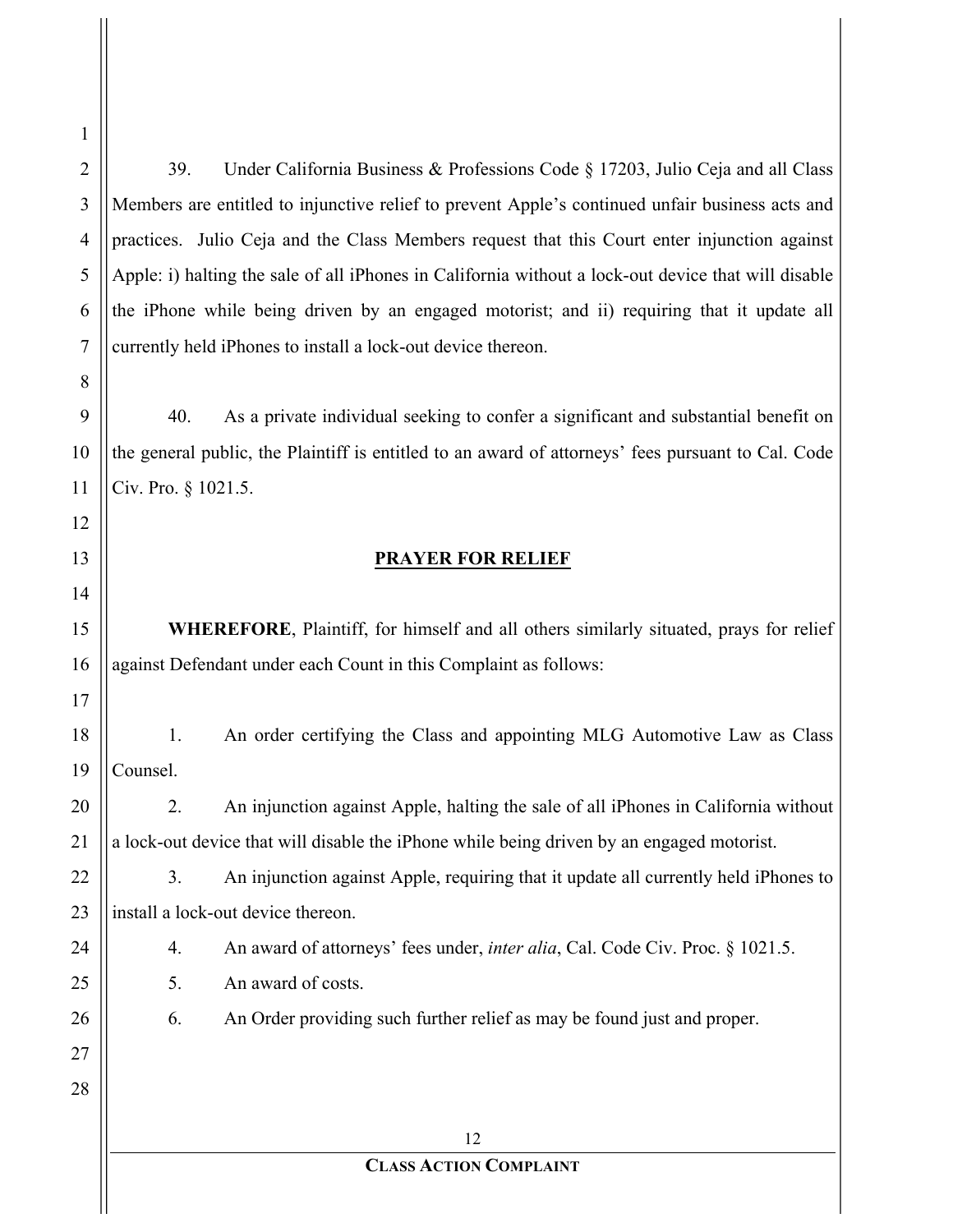39. Under California Business & Professions Code § 17203, Julio Ceja and all Class Members are entitled to injunctive relief to prevent Apple's continued unfair business acts and practices. Julio Ceja and the Class Members request that this Court enter injunction against Apple: i) halting the sale of all iPhones in California without a lock-out device that will disable the iPhone while being driven by an engaged motorist; and ii) requiring that it update all currently held iPhones to install a lock-out device thereon.

40. As a private individual seeking to confer a significant and substantial benefit on the general public, the Plaintiff is entitled to an award of attorneys' fees pursuant to Cal. Code Civ. Pro. § 1021.5.

## PRAYER FOR RELIEF

**WHEREFORE**, Plaintiff, for himself and all others similarly situated, prays for relief against Defendant under each Count in this Complaint as follows:

1. An order certifying the Class and appointing MLG Automotive Law as Class Counsel.
2. An injunction against Apple, halting the sale of all iPhones in California without a lock-out device that will disable the iPhone while being driven by an engaged motorist.
3. An injunction against Apple, requiring that it update all currently held iPhones to install a lock-out device thereon.
4. An award of attorneys' fees under, *inter alia*, Cal. Code Civ. Proc. § 1021.5.
5. An award of costs.
6. An Order providing such further relief as may be found just and proper.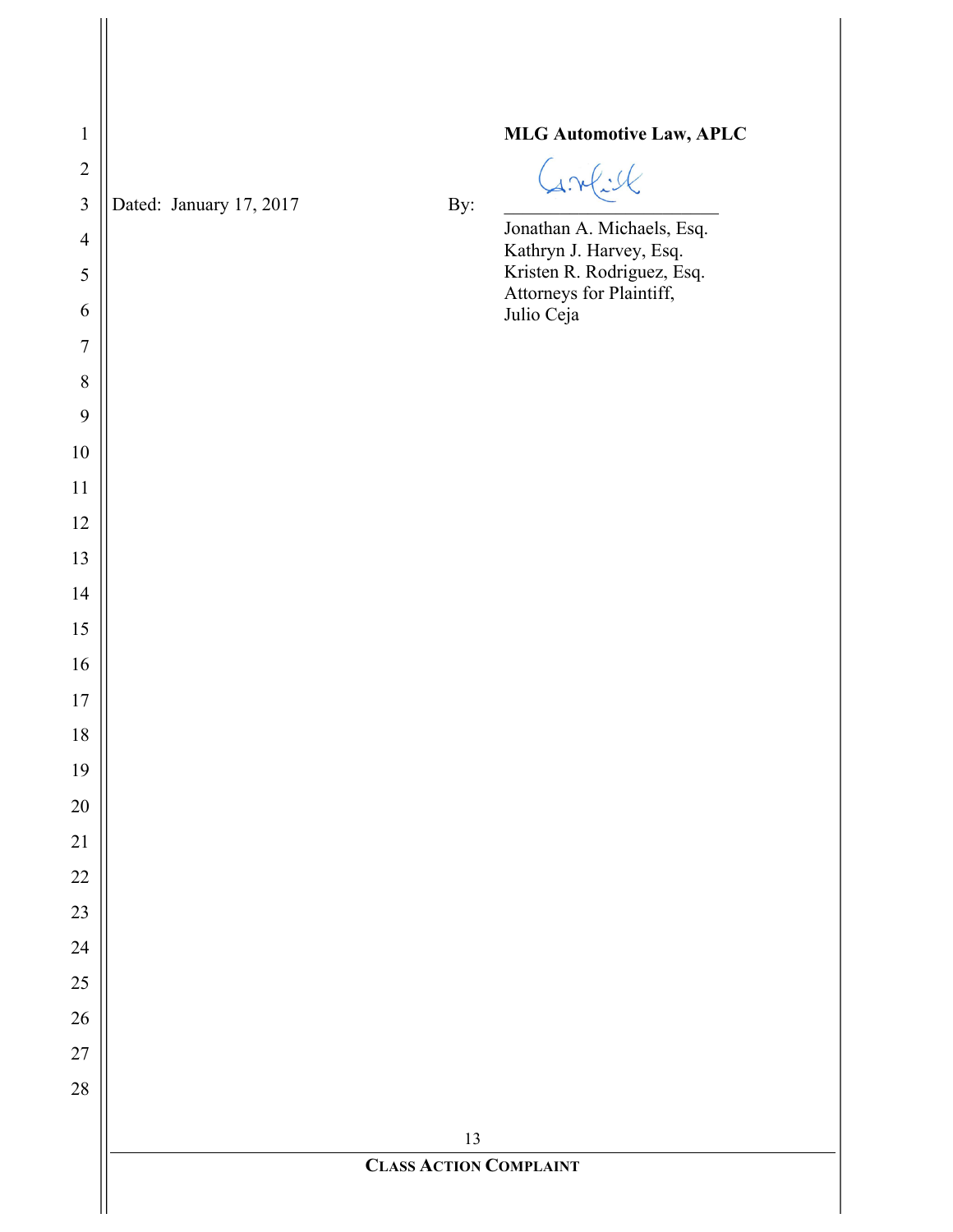**MLG Automotive Law, APLC**

Dated: January 17, 2017 By: ______________________

Jonathan A. Michaels, Esq.
Kathryn J. Harvey, Esq.
Kristen R. Rodriguez, Esq.
Attorneys for Plaintiff,
Julio Ceja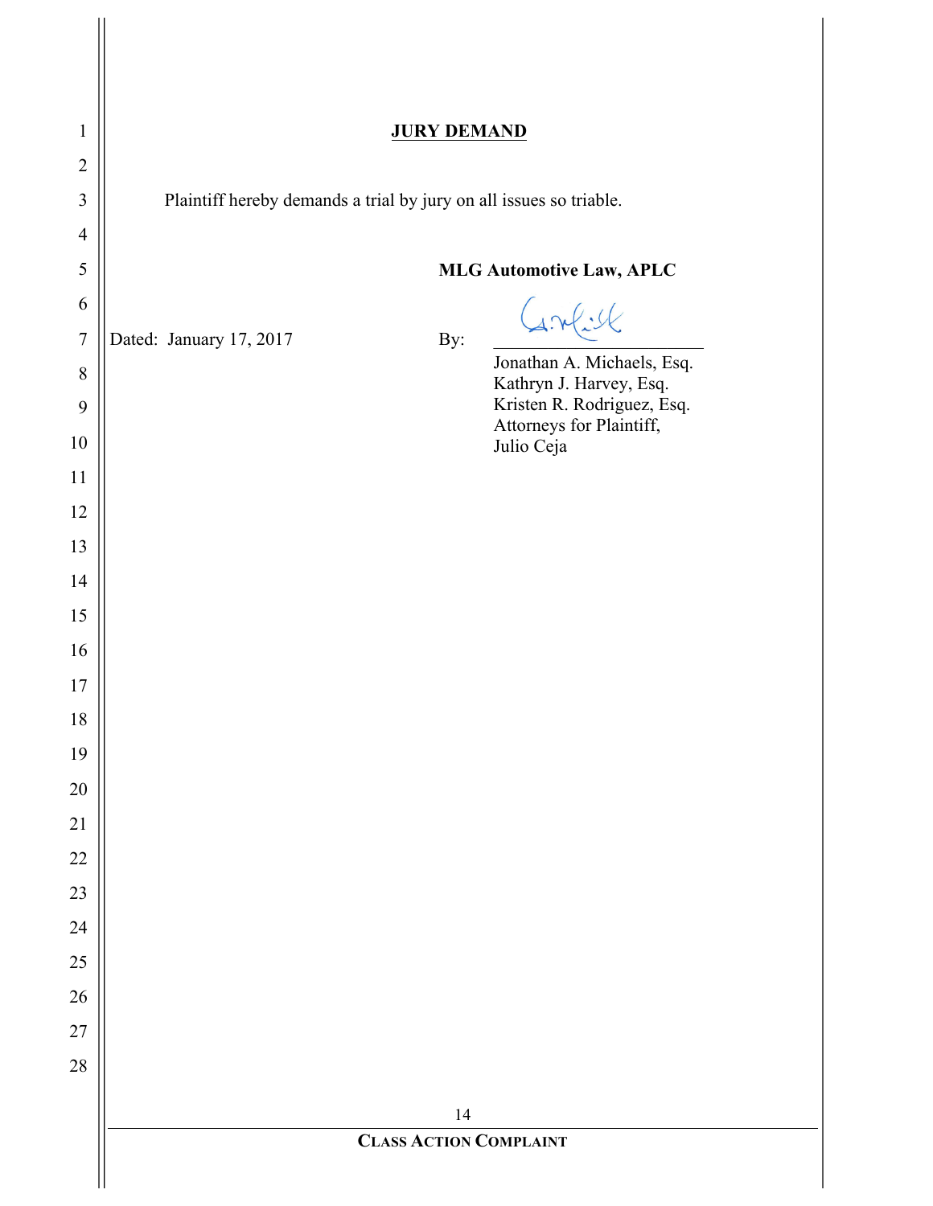## JURY DEMAND

Plaintiff hereby demands a trial by jury on all issues so triable.

**MLG Automotive Law, APLC**

Dated: January 17, 2017

By: ______________________

Jonathan A. Michaels, Esq.
Kathryn J. Harvey, Esq.
Kristen R. Rodriguez, Esq.
Attorneys for Plaintiff,
Julio Ceja

**CLASS ACTION COMPLAINT**